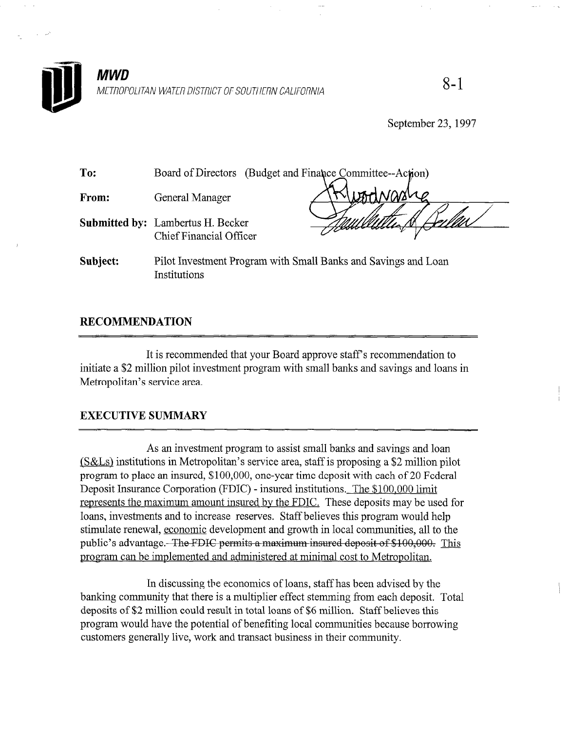**MWD**

METROPOLITAN WATER DISTRICT OF SOUTHERN CALIFORNIA

8-1

September 23, 1997

**To:** Board of Directors (Budget and Finance Committee--Action)

**From:** General Manager

**Submitted by:** Lambertus H. Becker
Chief Financial Officer

**Subject:** Pilot Investment Program with Small Banks and Savings and Loan Institutions

## RECOMMENDATION

It is recommended that your Board approve staff's recommendation to initiate a $2 million pilot investment program with small banks and savings and loans in Metropolitan's service area.

## EXECUTIVE SUMMARY

As an investment program to assist small banks and savings and loan (S&Ls) institutions in Metropolitan's service area, staff is proposing a $2 million pilot program to place an insured, $100,000, one-year time deposit with each of 20 Federal Deposit Insurance Corporation (FDIC) - insured institutions. The $100,000 limit represents the maximum amount insured by the FDIC. These deposits may be used for loans, investments and to increase reserves. Staff believes this program would help stimulate renewal, economic development and growth in local communities, all to the public's advantage. ~~The FDIC permits a maximum insured deposit of $100,000.~~ This program can be implemented and administered at minimal cost to Metropolitan.

In discussing the economics of loans, staff has been advised by the banking community that there is a multiplier effect stemming from each deposit. Total deposits of $2 million could result in total loans of $6 million. Staff believes this program would have the potential of benefiting local communities because borrowing customers generally live, work and transact business in their community.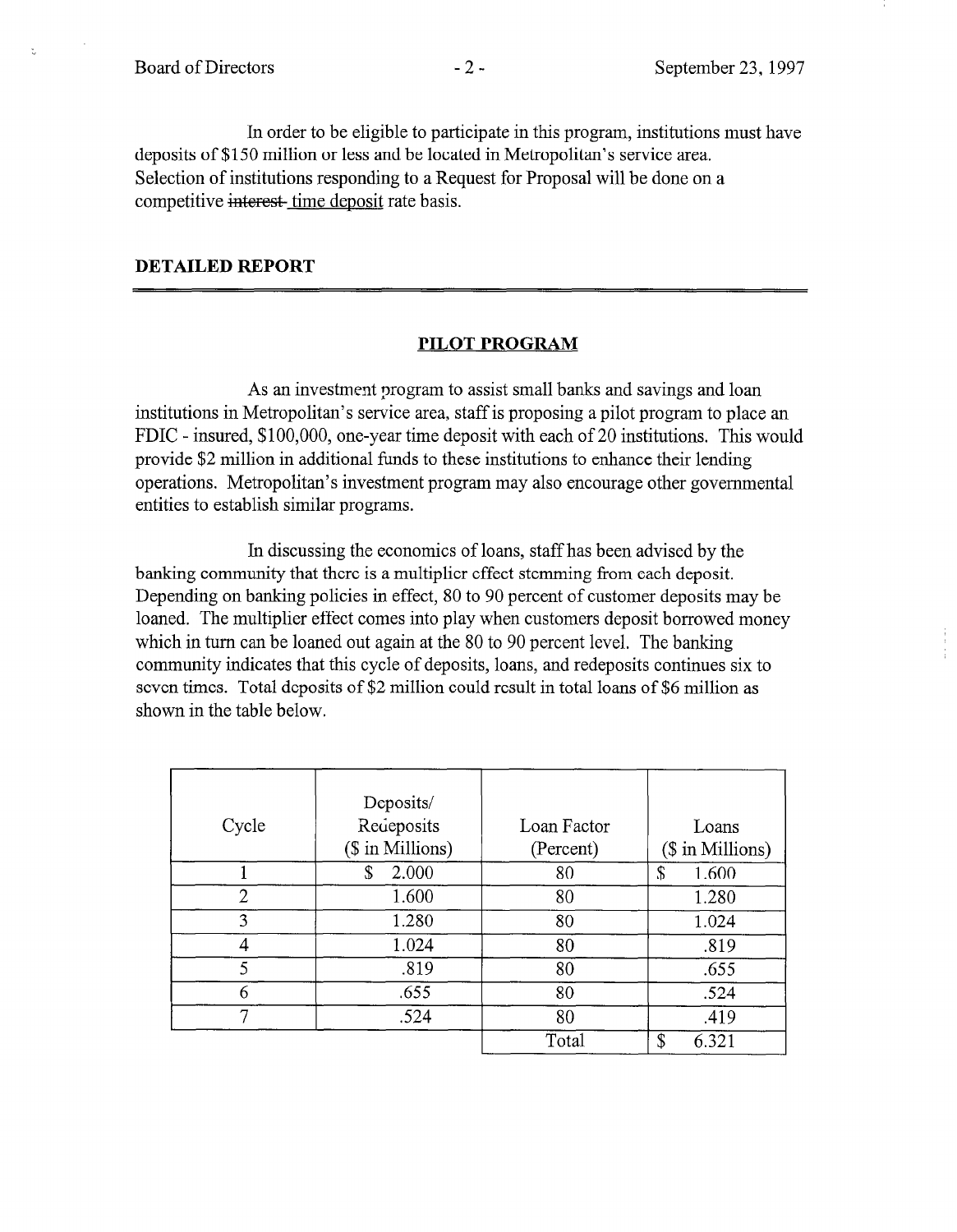In order to be eligible to participate in this program, institutions must have deposits of $150 million or less and be located in Metropolitan's service area. Selection of institutions responding to a Request for Proposal will be done on a competitive ~~interest~~ time deposit rate basis.

## DETAILED REPORT

### PILOT PROGRAM

As an investment program to assist small banks and savings and loan institutions in Metropolitan's service area, staff is proposing a pilot program to place an FDIC - insured, $100,000, one-year time deposit with each of 20 institutions. This would provide $2 million in additional funds to these institutions to enhance their lending operations. Metropolitan's investment program may also encourage other governmental entities to establish similar programs.

In discussing the economics of loans, staff has been advised by the banking community that there is a multiplier effect stemming from each deposit. Depending on banking policies in effect, 80 to 90 percent of customer deposits may be loaned. The multiplier effect comes into play when customers deposit borrowed money which in turn can be loaned out again at the 80 to 90 percent level. The banking community indicates that this cycle of deposits, loans, and redeposits continues six to seven times. Total deposits of $2 million could result in total loans of $6 million as shown in the table below.

| Cycle | Deposits/ Redeposits ($ in Millions) | Loan Factor (Percent) | Loans ($ in Millions) |
|---|---|---|---|
| 1 | $ 2.000 | 80 | $ 1.600 |
| 2 | 1.600 | 80 | 1.280 |
| 3 | 1.280 | 80 | 1.024 |
| 4 | 1.024 | 80 | .819 |
| 5 | .819 | 80 | .655 |
| 6 | .655 | 80 | .524 |
| 7 | .524 | 80 | .419 |
| | | Total | $ 6.321 |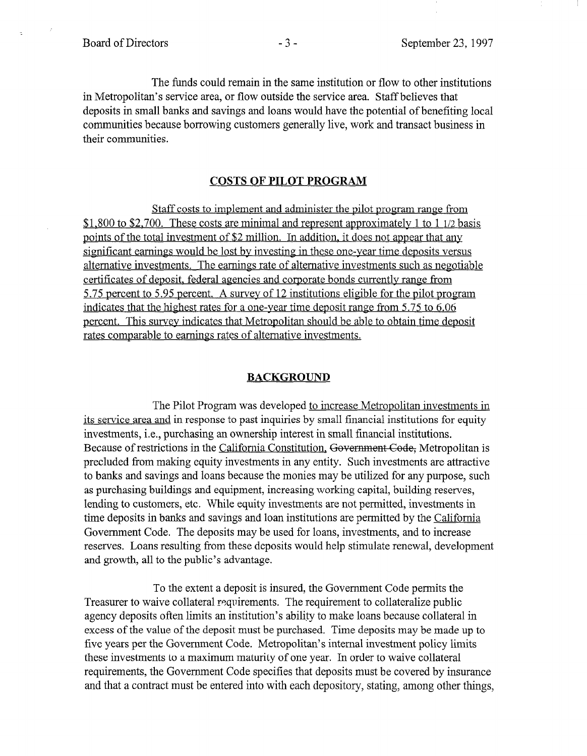The funds could remain in the same institution or flow to other institutions in Metropolitan's service area, or flow outside the service area. Staff believes that deposits in small banks and savings and loans would have the potential of benefiting local communities because borrowing customers generally live, work and transact business in their communities.

## COSTS OF PILOT PROGRAM

Staff costs to implement and administer the pilot program range from \$1,800 to \$2,700. These costs are minimal and represent approximately 1 to 1 1/2 basis points of the total investment of \$2 million. In addition, it does not appear that any significant earnings would be lost by investing in these one-year time deposits versus alternative investments. The earnings rate of alternative investments such as negotiable certificates of deposit, federal agencies and corporate bonds currently range from 5.75 percent to 5.95 percent. A survey of 12 institutions eligible for the pilot program indicates that the highest rates for a one-year time deposit range from 5.75 to 6.06 percent. This survey indicates that Metropolitan should be able to obtain time deposit rates comparable to earnings rates of alternative investments.

## BACKGROUND

The Pilot Program was developed to increase Metropolitan investments in its service area and in response to past inquiries by small financial institutions for equity investments, i.e., purchasing an ownership interest in small financial institutions. Because of restrictions in the California Constitution, ~~Government Code,~~ Metropolitan is precluded from making equity investments in any entity. Such investments are attractive to banks and savings and loans because the monies may be utilized for any purpose, such as purchasing buildings and equipment, increasing working capital, building reserves, lending to customers, etc. While equity investments are not permitted, investments in time deposits in banks and savings and loan institutions are permitted by the California Government Code. The deposits may be used for loans, investments, and to increase reserves. Loans resulting from these deposits would help stimulate renewal, development and growth, all to the public's advantage.

To the extent a deposit is insured, the Government Code permits the Treasurer to waive collateral requirements. The requirement to collateralize public agency deposits often limits an institution's ability to make loans because collateral in excess of the value of the deposit must be purchased. Time deposits may be made up to five years per the Government Code. Metropolitan's internal investment policy limits these investments to a maximum maturity of one year. In order to waive collateral requirements, the Government Code specifies that deposits must be covered by insurance and that a contract must be entered into with each depository, stating, among other things,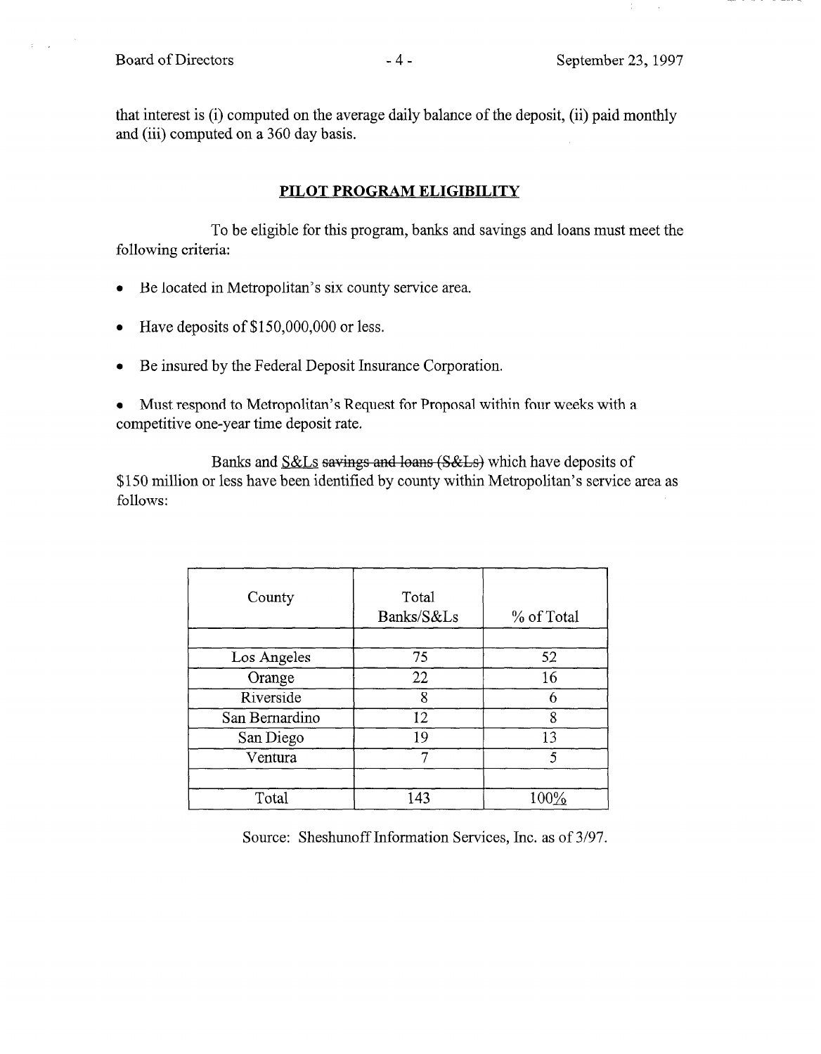that interest is (i) computed on the average daily balance of the deposit, (ii) paid monthly and (iii) computed on a 360 day basis.

## PILOT PROGRAM ELIGIBILITY

To be eligible for this program, banks and savings and loans must meet the following criteria:

- Be located in Metropolitan's six county service area.
- Have deposits of $150,000,000 or less.
- Be insured by the Federal Deposit Insurance Corporation.
- Must respond to Metropolitan's Request for Proposal within four weeks with a competitive one-year time deposit rate.

Banks and S&Ls ~~savings and loans (S&Ls)~~ which have deposits of $150 million or less have been identified by county within Metropolitan's service area as follows:

| County | Total Banks/S&Ls | % of Total |
|---|---|---|
| | | |
| Los Angeles | 75 | 52 |
| Orange | 22 | 16 |
| Riverside | 8 | 6 |
| San Bernardino | 12 | 8 |
| San Diego | 19 | 13 |
| Ventura | 7 | 5 |
| | | |
| Total | 143 | 100% |

Source: Sheshunoff Information Services, Inc. as of 3/97.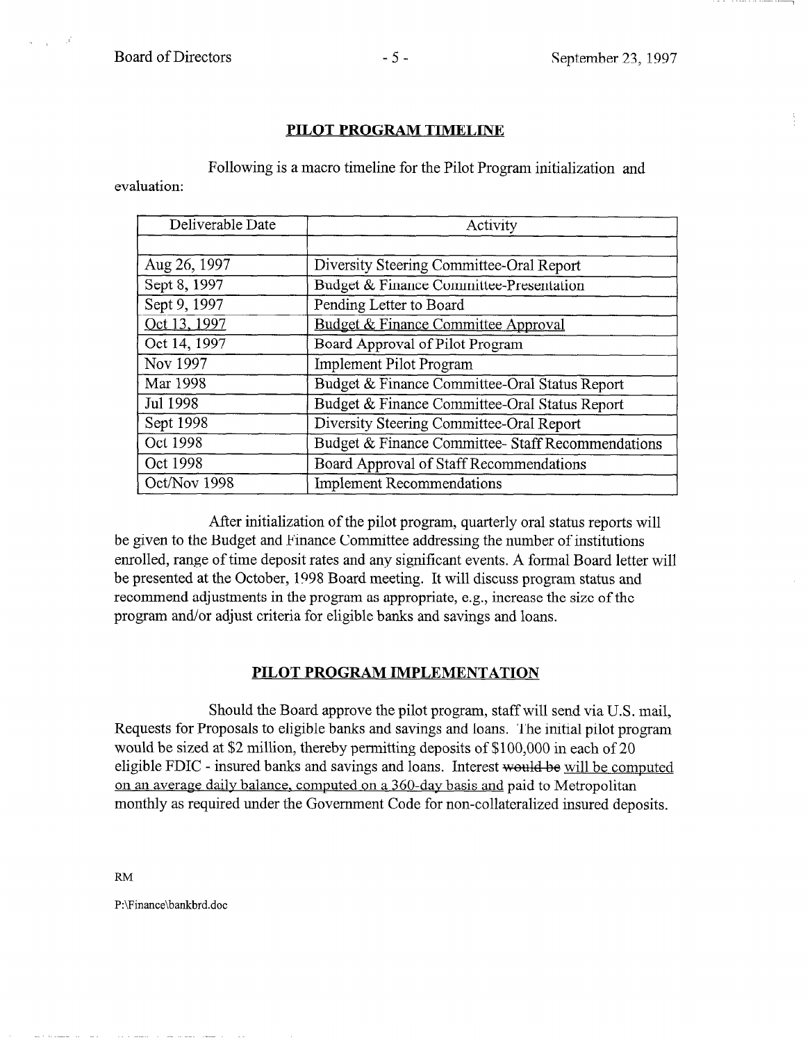## PILOT PROGRAM TIMELINE

Following is a macro timeline for the Pilot Program initialization and evaluation:

| Deliverable Date | Activity |
|---|---|
| | |
| Aug 26, 1997 | Diversity Steering Committee-Oral Report |
| Sept 8, 1997 | Budget & Finance Committee-Presentation |
| Sept 9, 1997 | Pending Letter to Board |
| Oct 13, 1997 | Budget & Finance Committee Approval |
| Oct 14, 1997 | Board Approval of Pilot Program |
| Nov 1997 | Implement Pilot Program |
| Mar 1998 | Budget & Finance Committee-Oral Status Report |
| Jul 1998 | Budget & Finance Committee-Oral Status Report |
| Sept 1998 | Diversity Steering Committee-Oral Report |
| Oct 1998 | Budget & Finance Committee- Staff Recommendations |
| Oct 1998 | Board Approval of Staff Recommendations |
| Oct/Nov 1998 | Implement Recommendations |

After initialization of the pilot program, quarterly oral status reports will be given to the Budget and Finance Committee addressing the number of institutions enrolled, range of time deposit rates and any significant events. A formal Board letter will be presented at the October, 1998 Board meeting. It will discuss program status and recommend adjustments in the program as appropriate, e.g., increase the size of the program and/or adjust criteria for eligible banks and savings and loans.

## PILOT PROGRAM IMPLEMENTATION

Should the Board approve the pilot program, staff will send via U.S. mail, Requests for Proposals to eligible banks and savings and loans. The initial pilot program would be sized at $2 million, thereby permitting deposits of $100,000 in each of 20 eligible FDIC - insured banks and savings and loans. Interest ~~would be~~ will be computed on an average daily balance, computed on a 360-day basis and paid to Metropolitan monthly as required under the Government Code for non-collateralized insured deposits.

RM

P:\Finance\bankbrd.doc